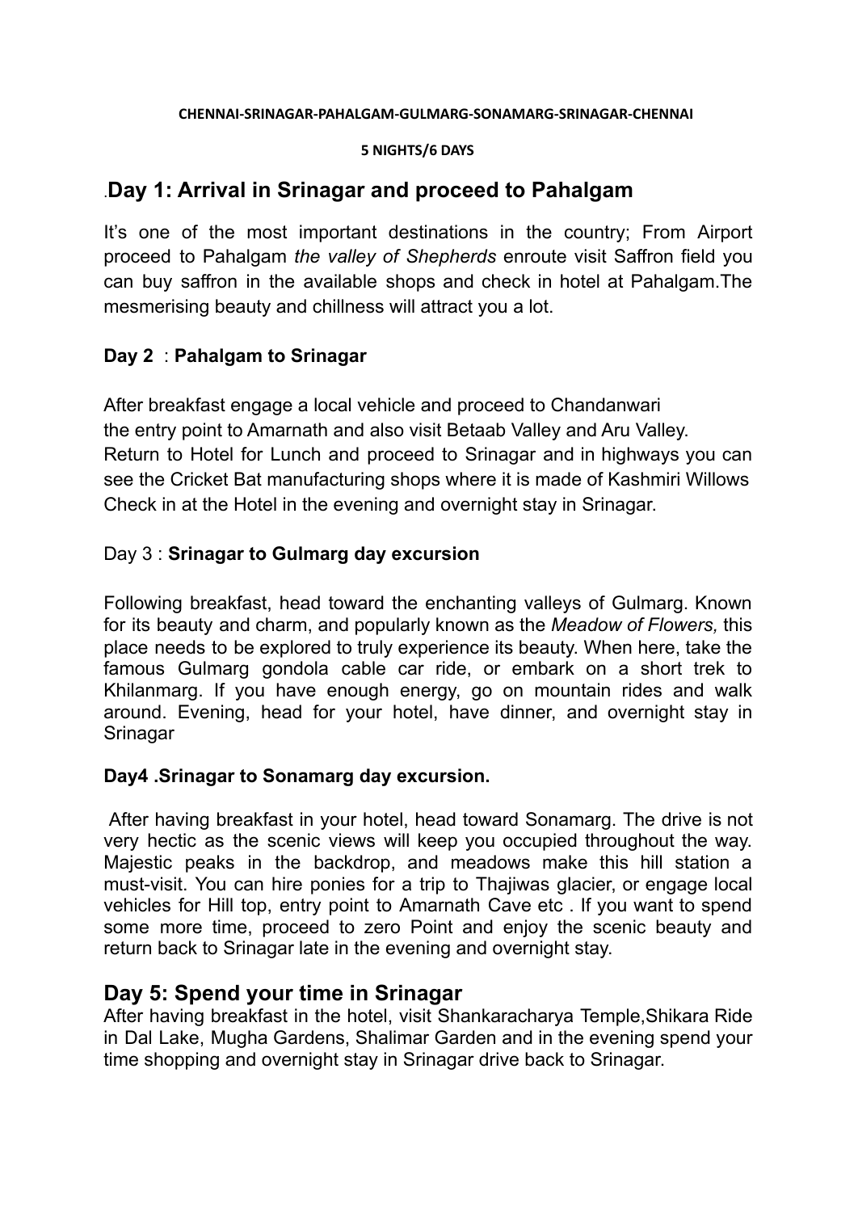**CHENNAI-SRINAGAR-PAHALGAM-GULMARG-SONAMARG-SRINAGAR-CHENNAI**

**5 NIGHTS/6 DAYS**

## .Day 1: Arrival in Srinagar and proceed to Pahalgam

It's one of the most important destinations in the country; From Airport proceed to Pahalgam *the valley of Shepherds* enroute visit Saffron field you can buy saffron in the available shops and check in hotel at Pahalgam.The mesmerising beauty and chillness will attract you a lot.

### Day 2 : Pahalgam to Srinagar

After breakfast engage a local vehicle and proceed to Chandanwari the entry point to Amarnath and also visit Betaab Valley and Aru Valley. Return to Hotel for Lunch and proceed to Srinagar and in highways you can see the Cricket Bat manufacturing shops where it is made of Kashmiri Willows Check in at the Hotel in the evening and overnight stay in Srinagar.

### Day 3 : **Srinagar to Gulmarg day excursion**

Following breakfast, head toward the enchanting valleys of Gulmarg. Known for its beauty and charm, and popularly known as the *Meadow of Flowers,* this place needs to be explored to truly experience its beauty. When here, take the famous Gulmarg gondola cable car ride, or embark on a short trek to Khilanmarg. If you have enough energy, go on mountain rides and walk around. Evening, head for your hotel, have dinner, and overnight stay in Srinagar

### Day4 .Srinagar to Sonamarg day excursion.

After having breakfast in your hotel, head toward Sonamarg. The drive is not very hectic as the scenic views will keep you occupied throughout the way. Majestic peaks in the backdrop, and meadows make this hill station a must-visit. You can hire ponies for a trip to Thajiwas glacier, or engage local vehicles for Hill top, entry point to Amarnath Cave etc . If you want to spend some more time, proceed to zero Point and enjoy the scenic beauty and return back to Srinagar late in the evening and overnight stay.

## Day 5: Spend your time in Srinagar

After having breakfast in the hotel, visit Shankaracharya Temple,Shikara Ride in Dal Lake, Mugha Gardens, Shalimar Garden and in the evening spend your time shopping and overnight stay in Srinagar drive back to Srinagar.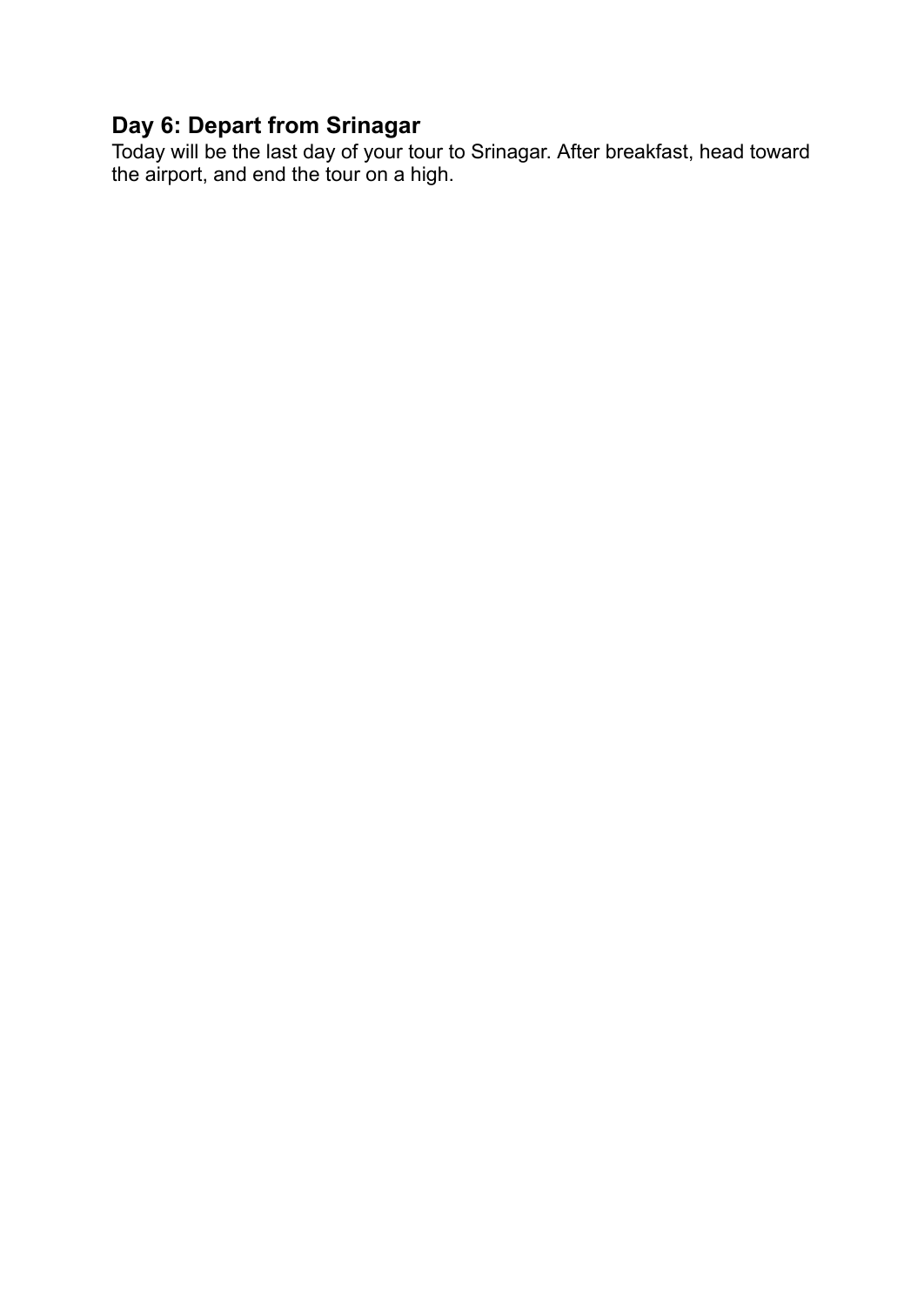## Day 6: Depart from Srinagar

Today will be the last day of your tour to Srinagar. After breakfast, head toward the airport, and end the tour on a high.